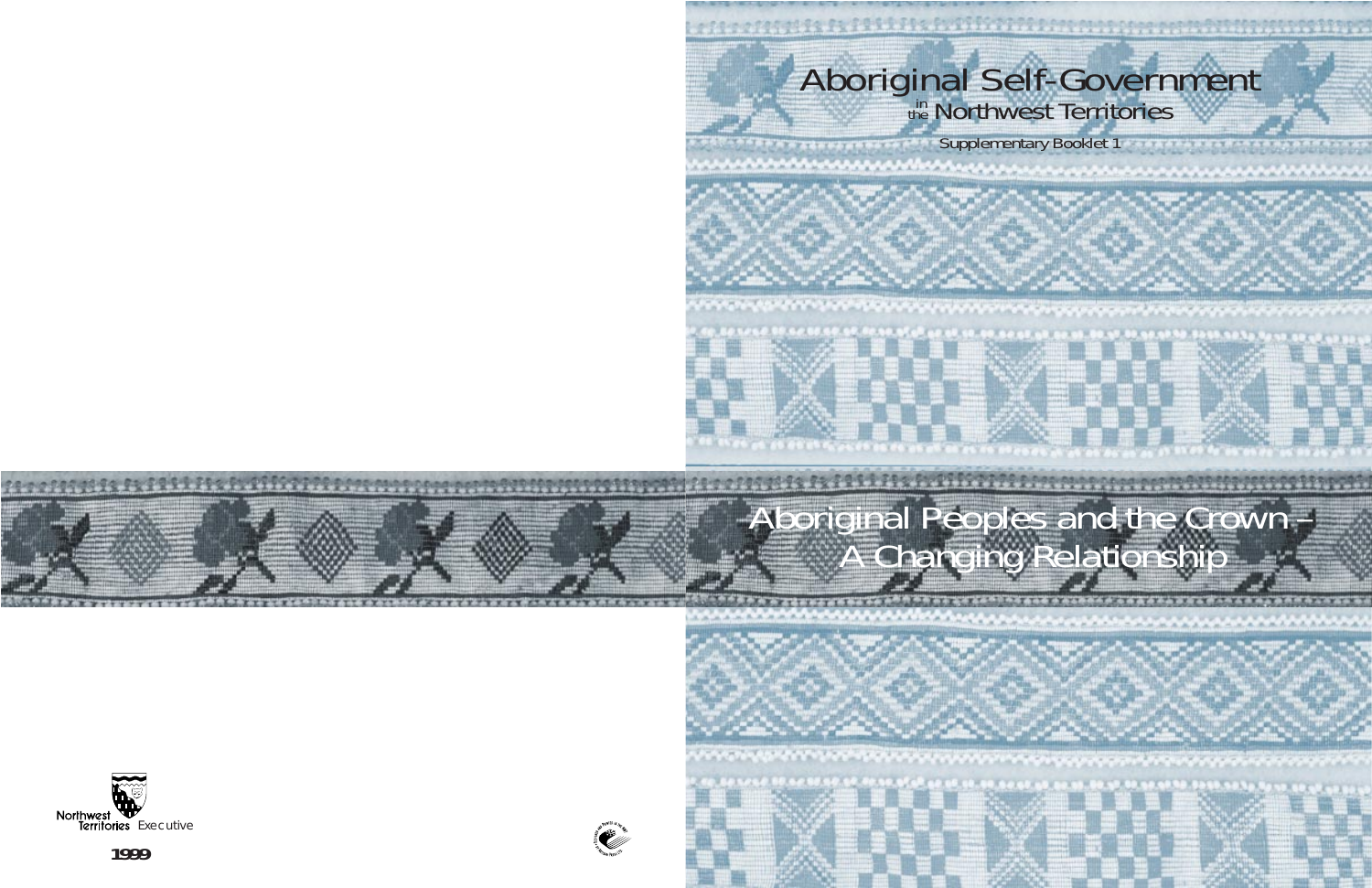# Aboriginal Self-Government in the Northwest Territories

Supplementary Booklet 1

## Aboriginal Peoples and the Crown – A Changing Relationship

Northwest Territories Executive

1999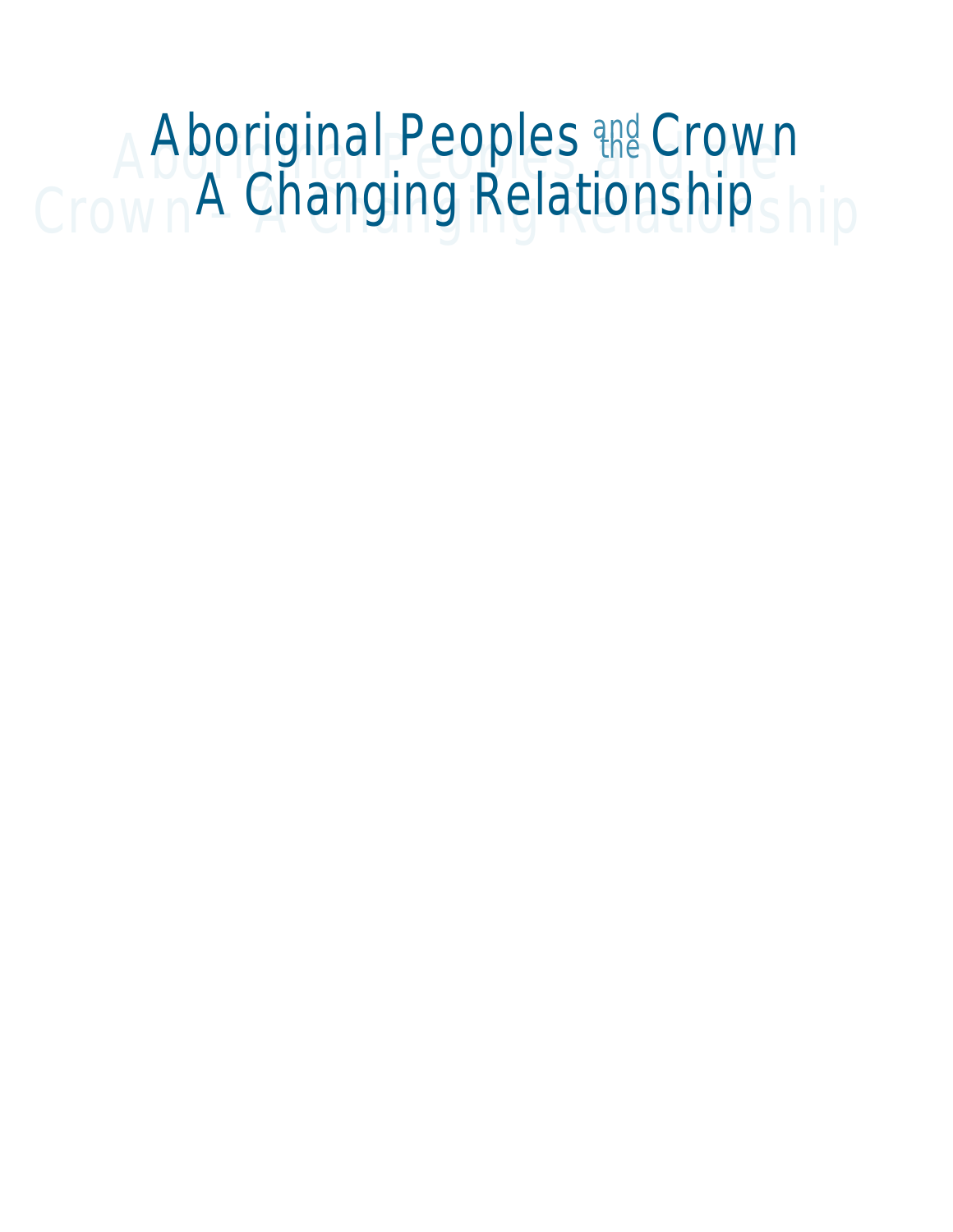# Aboriginal Peoples and the Crown
# A Changing Relationship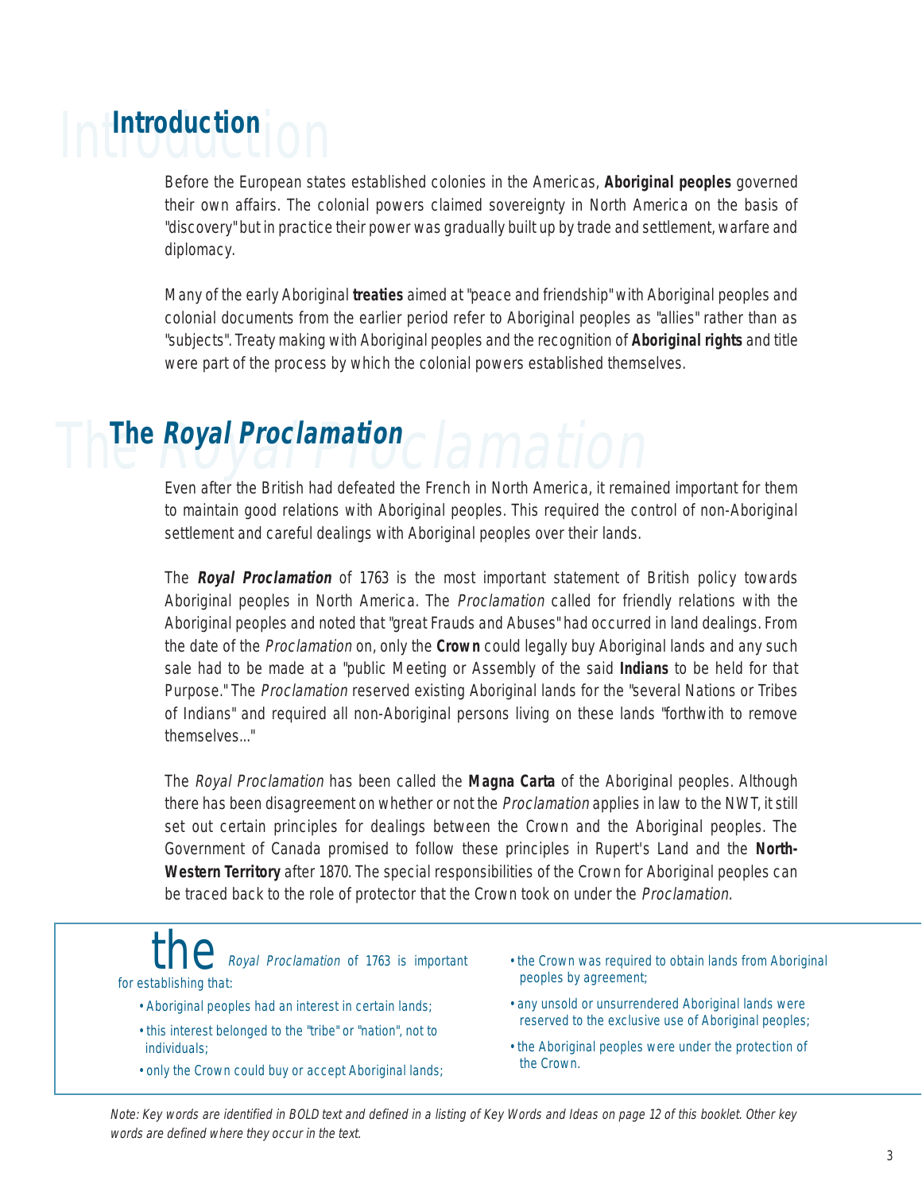## Introduction

Before the European states established colonies in the Americas, **Aboriginal peoples** governed their own affairs. The colonial powers claimed sovereignty in North America on the basis of "discovery" but in practice their power was gradually built up by trade and settlement, warfare and diplomacy.

Many of the early Aboriginal **treaties** aimed at "peace and friendship" with Aboriginal peoples and colonial documents from the earlier period refer to Aboriginal peoples as "allies" rather than as "subjects". Treaty making with Aboriginal peoples and the recognition of **Aboriginal rights** and title were part of the process by which the colonial powers established themselves.

## The *Royal Proclamation*

Even after the British had defeated the French in North America, it remained important for them to maintain good relations with Aboriginal peoples. This required the control of non-Aboriginal settlement and careful dealings with Aboriginal peoples over their lands.

The ***Royal Proclamation*** of 1763 is the most important statement of British policy towards Aboriginal peoples in North America. The *Proclamation* called for friendly relations with the Aboriginal peoples and noted that "great Frauds and Abuses" had occurred in land dealings. From the date of the *Proclamation* on, only the **Crown** could legally buy Aboriginal lands and any such sale had to be made at a "public Meeting or Assembly of the said **Indians** to be held for that Purpose." The *Proclamation* reserved existing Aboriginal lands for the "several Nations or Tribes of Indians" and required all non-Aboriginal persons living on these lands "forthwith to remove themselves..."

The *Royal Proclamation* has been called the **Magna Carta** of the Aboriginal peoples. Although there has been disagreement on whether or not the *Proclamation* applies in law to the NWT, it still set out certain principles for dealings between the Crown and the Aboriginal peoples. The Government of Canada promised to follow these principles in Rupert's Land and the **North-Western Territory** after 1870. The special responsibilities of the Crown for Aboriginal peoples can be traced back to the role of protector that the Crown took on under the *Proclamation*.

the *Royal Proclamation* of 1763 is important for establishing that:

- Aboriginal peoples had an interest in certain lands;
- this interest belonged to the "tribe" or "nation", not to individuals;
- only the Crown could buy or accept Aboriginal lands;
- the Crown was required to obtain lands from Aboriginal peoples by agreement;
- any unsold or unsurrendered Aboriginal lands were reserved to the exclusive use of Aboriginal peoples;
- the Aboriginal peoples were under the protection of the Crown.

*Note: Key words are identified in BOLD text and defined in a listing of Key Words and Ideas on page 12 of this booklet. Other key words are defined where they occur in the text.*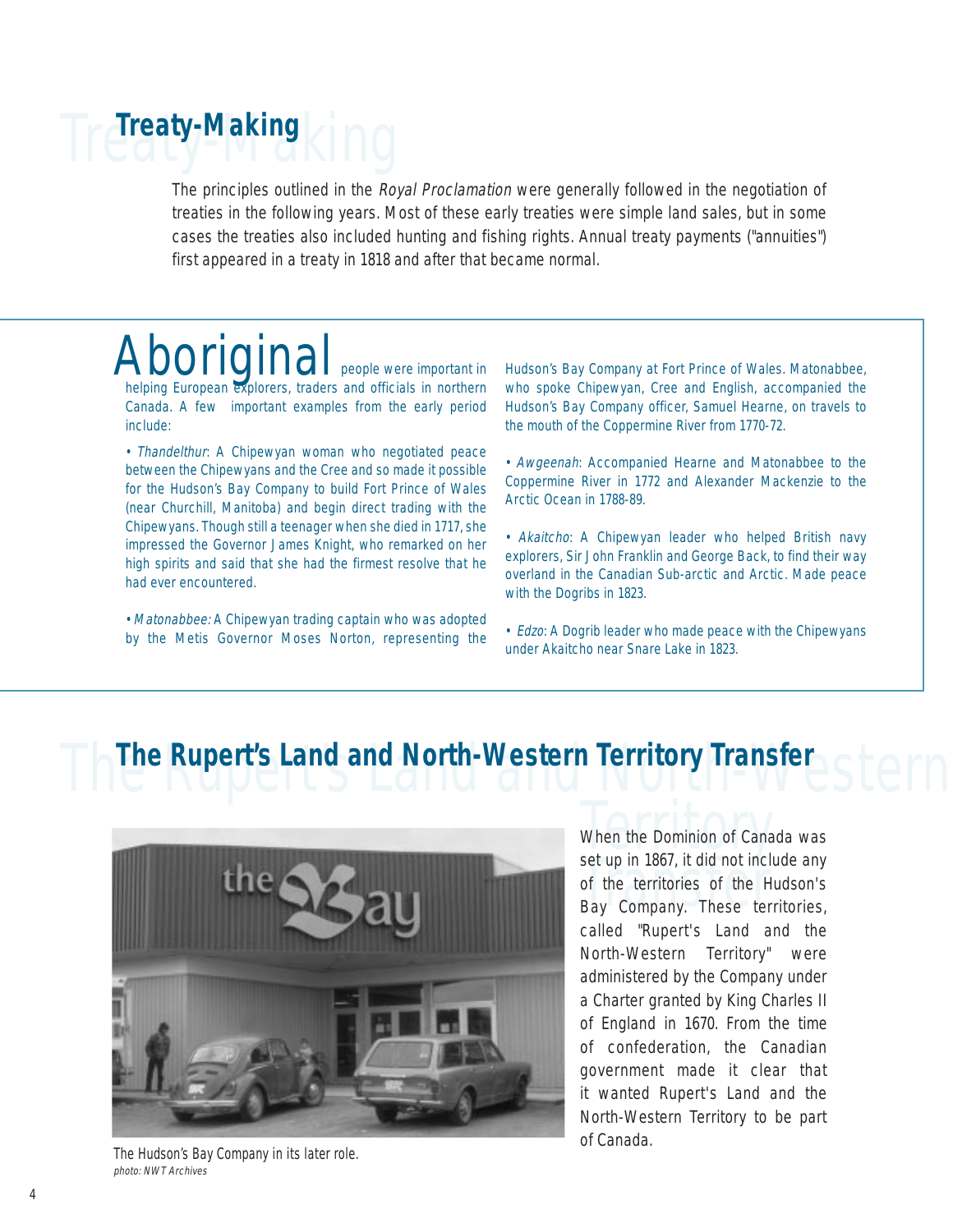## Treaty-Making

The principles outlined in the *Royal Proclamation* were generally followed in the negotiation of treaties in the following years. Most of these early treaties were simple land sales, but in some cases the treaties also included hunting and fishing rights. Annual treaty payments ("annuities") first appeared in a treaty in 1818 and after that became normal.

Aboriginal people were important in helping European explorers, traders and officials in northern Canada. A few important examples from the early period include:

- *Thandelthur*: A Chipewyan woman who negotiated peace between the Chipewyans and the Cree and so made it possible for the Hudson's Bay Company to build Fort Prince of Wales (near Churchill, Manitoba) and begin direct trading with the Chipewyans. Though still a teenager when she died in 1717, she impressed the Governor James Knight, who remarked on her high spirits and said that she had the firmest resolve that he had ever encountered.
- *Matonabbee:* A Chipewyan trading captain who was adopted by the Metis Governor Moses Norton, representing the Hudson's Bay Company at Fort Prince of Wales. Matonabbee, who spoke Chipewyan, Cree and English, accompanied the Hudson's Bay Company officer, Samuel Hearne, on travels to the mouth of the Coppermine River from 1770-72.
- *Awgeenah*: Accompanied Hearne and Matonabbee to the Coppermine River in 1772 and Alexander Mackenzie to the Arctic Ocean in 1788-89.
- *Akaitcho*: A Chipewyan leader who helped British navy explorers, Sir John Franklin and George Back, to find their way overland in the Canadian Sub-arctic and Arctic. Made peace with the Dogribs in 1823.
- *Edzo*: A Dogrib leader who made peace with the Chipewyans under Akaitcho near Snare Lake in 1823.

## The Rupert's Land and North-Western Territory Transfer

The Hudson's Bay Company in its later role.
*photo: NWT Archives*

When the Dominion of Canada was set up in 1867, it did not include any of the territories of the Hudson's Bay Company. These territories, called "Rupert's Land and the North-Western Territory" were administered by the Company under a Charter granted by King Charles II of England in 1670. From the time of confederation, the Canadian government made it clear that it wanted Rupert's Land and the North-Western Territory to be part of Canada.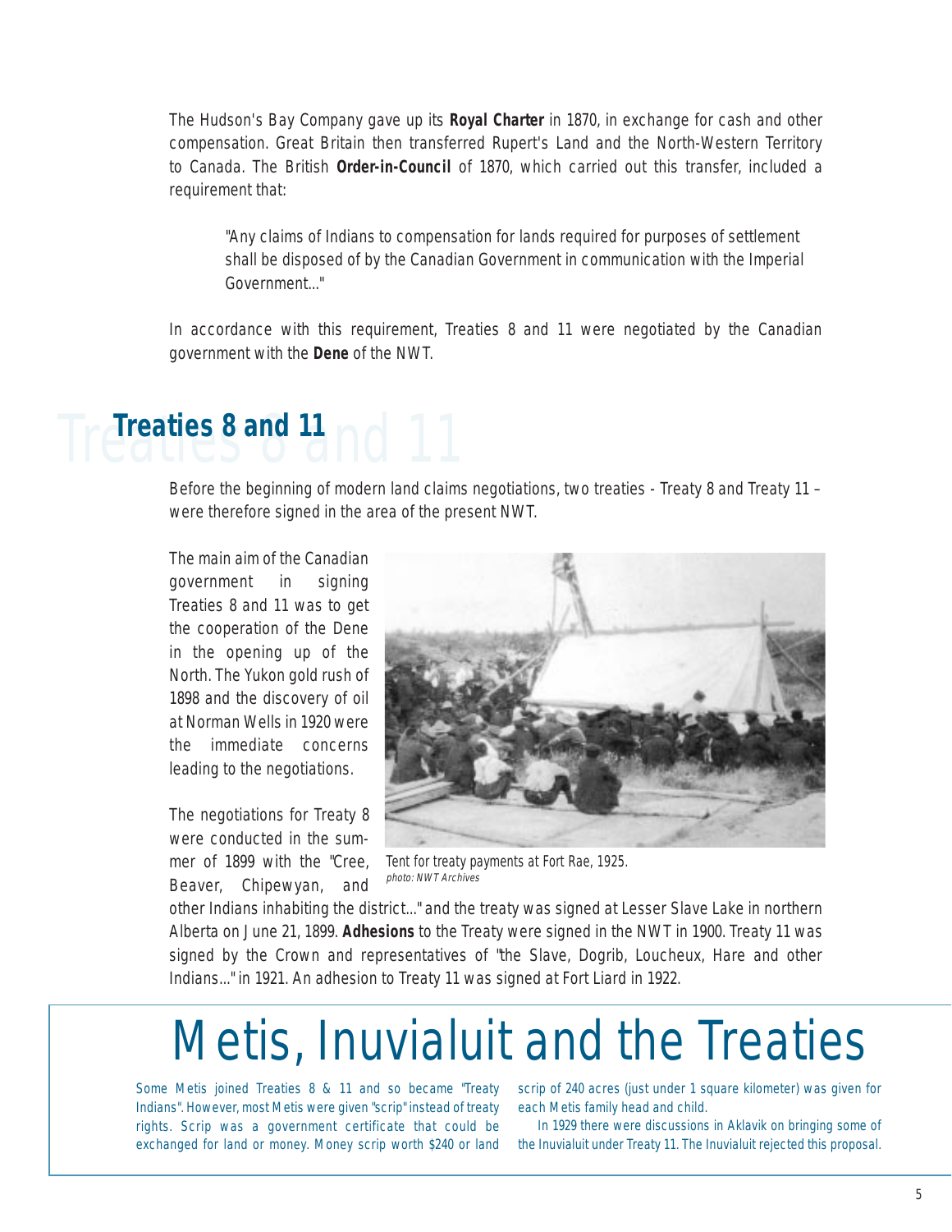The Hudson's Bay Company gave up its **Royal Charter** in 1870, in exchange for cash and other compensation. Great Britain then transferred Rupert's Land and the North-Western Territory to Canada. The British **Order-in-Council** of 1870, which carried out this transfer, included a requirement that:

> "Any claims of Indians to compensation for lands required for purposes of settlement shall be disposed of by the Canadian Government in communication with the Imperial Government..."

In accordance with this requirement, Treaties 8 and 11 were negotiated by the Canadian government with the **Dene** of the NWT.

## Treaties 8 and 11

Before the beginning of modern land claims negotiations, two treaties - Treaty 8 and Treaty 11 – were therefore signed in the area of the present NWT.

The main aim of the Canadian government in signing Treaties 8 and 11 was to get the cooperation of the Dene in the opening up of the North. The Yukon gold rush of 1898 and the discovery of oil at Norman Wells in 1920 were the immediate concerns leading to the negotiations.

Tent for treaty payments at Fort Rae, 1925.
*photo: NWT Archives*

The negotiations for Treaty 8 were conducted in the summer of 1899 with the "Cree, Beaver, Chipewyan, and other Indians inhabiting the district..." and the treaty was signed at Lesser Slave Lake in northern Alberta on June 21, 1899. **Adhesions** to the Treaty were signed in the NWT in 1900. Treaty 11 was signed by the Crown and representatives of "the Slave, Dogrib, Loucheux, Hare and other Indians..." in 1921. An adhesion to Treaty 11 was signed at Fort Liard in 1922.

## Metis, Inuvialuit and the Treaties

Some Metis joined Treaties 8 & 11 and so became "Treaty Indians". However, most Metis were given "scrip" instead of treaty rights. Scrip was a government certificate that could be exchanged for land or money. Money scrip worth $240 or land scrip of 240 acres (just under 1 square kilometer) was given for each Metis family head and child.

In 1929 there were discussions in Aklavik on bringing some of the Inuvialuit under Treaty 11. The Inuvialuit rejected this proposal.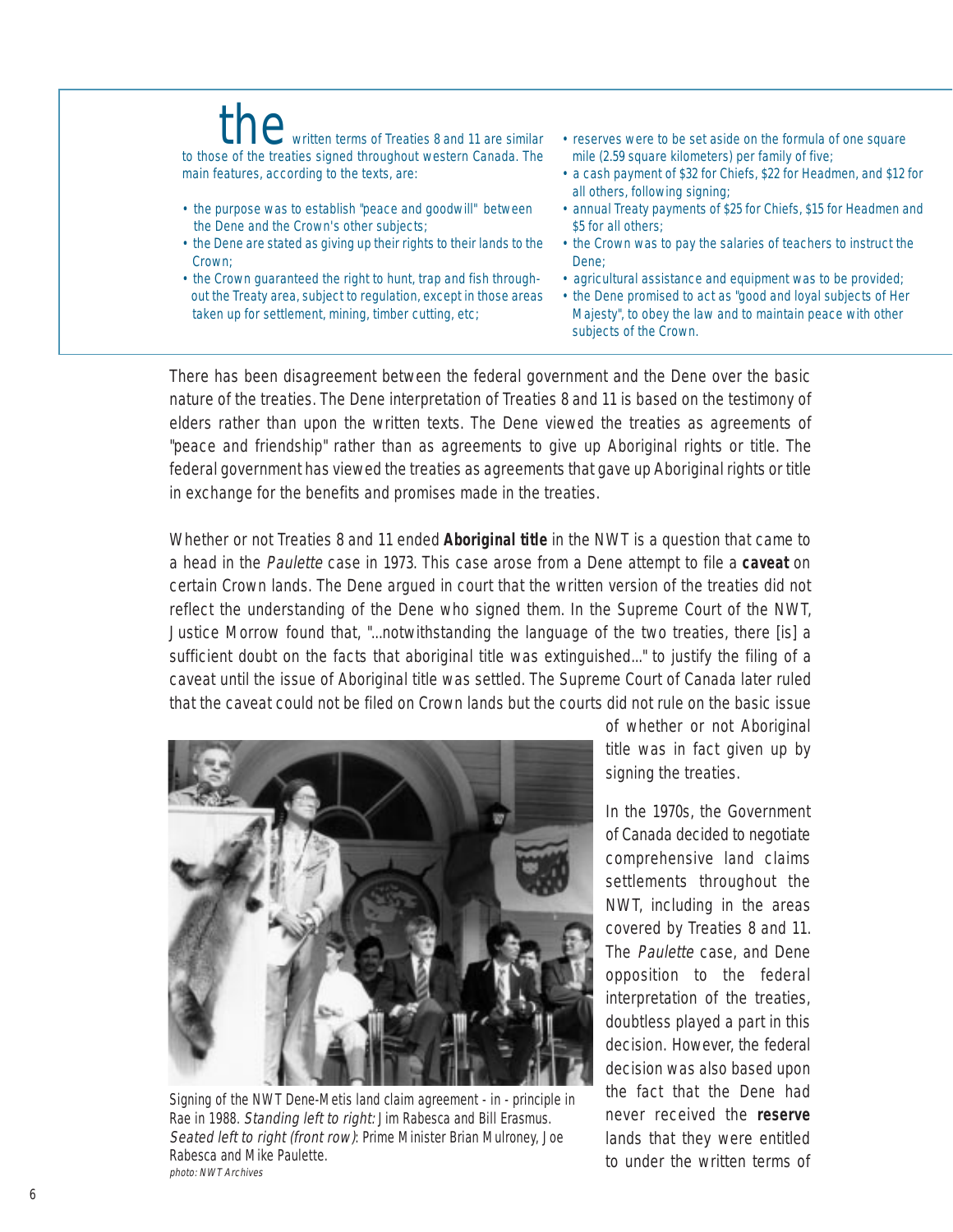**the** written terms of Treaties 8 and 11 are similar to those of the treaties signed throughout western Canada. The main features, according to the texts, are:

- the purpose was to establish "peace and goodwill" between the Dene and the Crown's other subjects;
- the Dene are stated as giving up their rights to their lands to the Crown;
- the Crown guaranteed the right to hunt, trap and fish throughout the Treaty area, subject to regulation, except in those areas taken up for settlement, mining, timber cutting, etc;
- reserves were to be set aside on the formula of one square mile (2.59 square kilometers) per family of five;
- a cash payment of $32 for Chiefs, $22 for Headmen, and $12 for all others, following signing;
- annual Treaty payments of $25 for Chiefs, $15 for Headmen and $5 for all others;
- the Crown was to pay the salaries of teachers to instruct the Dene;
- agricultural assistance and equipment was to be provided;
- the Dene promised to act as "good and loyal subjects of Her Majesty", to obey the law and to maintain peace with other subjects of the Crown.

There has been disagreement between the federal government and the Dene over the basic nature of the treaties. The Dene interpretation of Treaties 8 and 11 is based on the testimony of elders rather than upon the written texts. The Dene viewed the treaties as agreements of "peace and friendship" rather than as agreements to give up Aboriginal rights or title. The federal government has viewed the treaties as agreements that gave up Aboriginal rights or title in exchange for the benefits and promises made in the treaties.

Whether or not Treaties 8 and 11 ended **Aboriginal title** in the NWT is a question that came to a head in the *Paulette* case in 1973. This case arose from a Dene attempt to file a **caveat** on certain Crown lands. The Dene argued in court that the written version of the treaties did not reflect the understanding of the Dene who signed them. In the Supreme Court of the NWT, Justice Morrow found that, "...notwithstanding the language of the two treaties, there [is] a sufficient doubt on the facts that aboriginal title was extinguished..." to justify the filing of a caveat until the issue of Aboriginal title was settled. The Supreme Court of Canada later ruled that the caveat could not be filed on Crown lands but the courts did not rule on the basic issue of whether or not Aboriginal title was in fact given up by signing the treaties.

Signing of the NWT Dene-Metis land claim agreement - in - principle in Rae in 1988. *Standing left to right:* Jim Rabesca and Bill Erasmus. *Seated left to right (front row)*: Prime Minister Brian Mulroney, Joe Rabesca and Mike Paulette.
*photo: NWT Archives*

In the 1970s, the Government of Canada decided to negotiate comprehensive land claims settlements throughout the NWT, including in the areas covered by Treaties 8 and 11. The *Paulette* case, and Dene opposition to the federal interpretation of the treaties, doubtless played a part in this decision. However, the federal decision was also based upon the fact that the Dene had never received the **reserve** lands that they were entitled to under the written terms of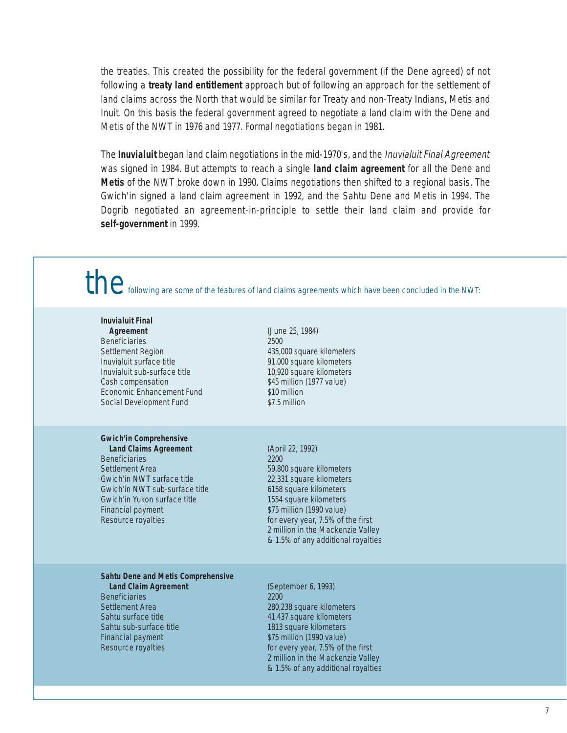the treaties. This created the possibility for the federal government (if the Dene agreed) of not following a **treaty land entitlement** approach but of following an approach for the settlement of land claims across the North that would be similar for Treaty and non-Treaty Indians, Metis and Inuit. On this basis the federal government agreed to negotiate a land claim with the Dene and Metis of the NWT in 1976 and 1977. Formal negotiations began in 1981.

The **Inuvialuit** began land claim negotiations in the mid-1970's, and the *Inuvialuit Final Agreement* was signed in 1984. But attempts to reach a single **land claim agreement** for all the Dene and **Metis** of the NWT broke down in 1990. Claims negotiations then shifted to a regional basis. The Gwich'in signed a land claim agreement in 1992, and the Sahtu Dene and Metis in 1994. The Dogrib negotiated an agreement-in-principle to settle their land claim and provide for **self-government** in 1999.

## the following are some of the features of land claims agreements which have been concluded in the NWT:

| **Inuvialuit Final Agreement** | (June 25, 1984) |
|---|---|
| Beneficiaries | 2500 |
| Settlement Region | 435,000 square kilometers |
| Inuvialuit surface title | 91,000 square kilometers |
| Inuvialuit sub-surface title | 10,920 square kilometers |
| Cash compensation | $45 million (1977 value) |
| Economic Enhancement Fund | $10 million |
| Social Development Fund | $7.5 million |

| **Gwich'in Comprehensive Land Claims Agreement** | (April 22, 1992) |
|---|---|
| Beneficiaries | 2200 |
| Settlement Area | 59,800 square kilometers |
| Gwich'in NWT surface title | 22,331 square kilometers |
| Gwich'in NWT sub-surface title | 6158 square kilometers |
| Gwich'in Yukon surface title | 1554 square kilometers |
| Financial payment | $75 million (1990 value) |
| Resource royalties | for every year, 7.5% of the first 2 million in the Mackenzie Valley & 1.5% of any additional royalties |

| **Sahtu Dene and Metis Comprehensive Land Claim Agreement** | (September 6, 1993) |
|---|---|
| Beneficiaries | 2200 |
| Settlement Area | 280,238 square kilometers |
| Sahtu surface title | 41,437 square kilometers |
| Sahtu sub-surface title | 1813 square kilometers |
| Financial payment | $75 million (1990 value) |
| Resource royalties | for every year, 7.5% of the first 2 million in the Mackenzie Valley & 1.5% of any additional royalties |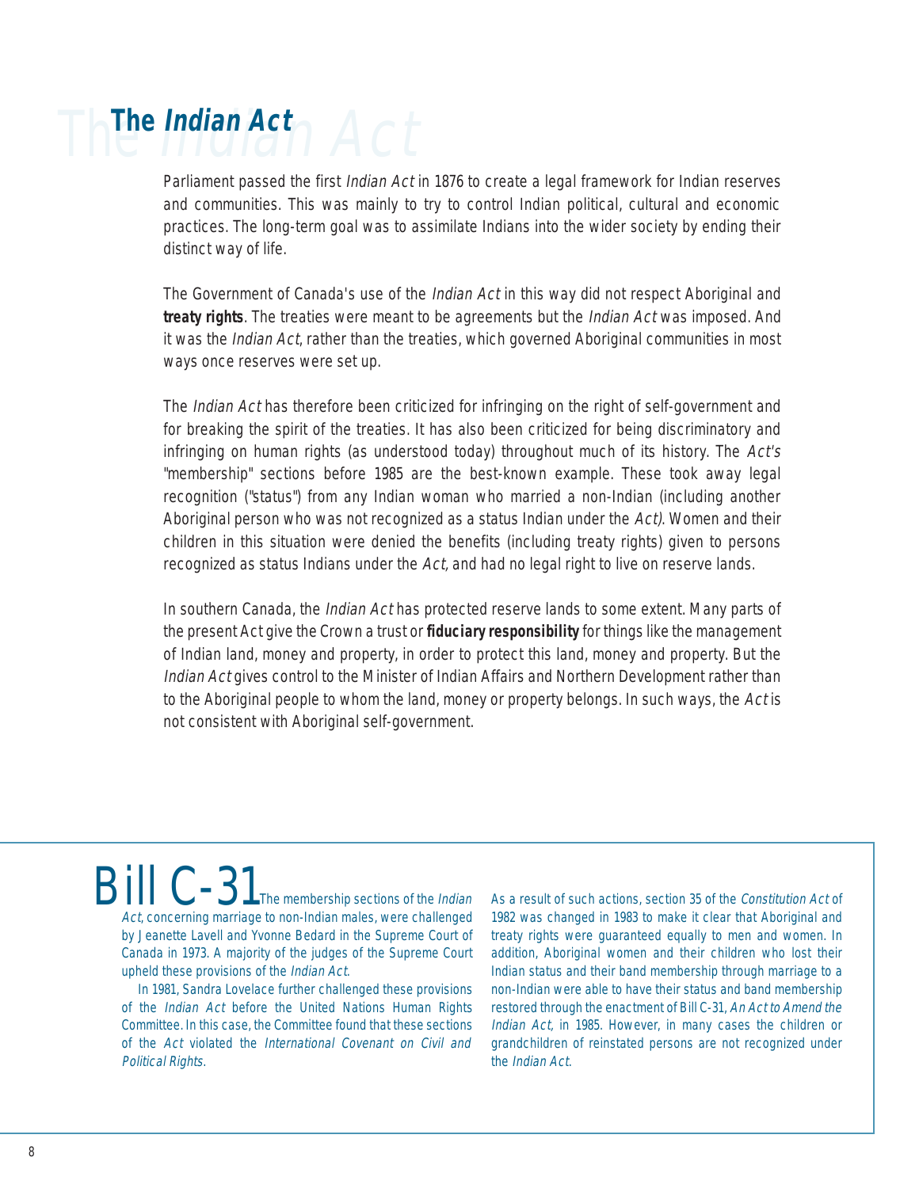# The *Indian Act*

Parliament passed the first *Indian Act* in 1876 to create a legal framework for Indian reserves and communities. This was mainly to try to control Indian political, cultural and economic practices. The long-term goal was to assimilate Indians into the wider society by ending their distinct way of life.

The Government of Canada's use of the *Indian Act* in this way did not respect Aboriginal and **treaty rights**. The treaties were meant to be agreements but the *Indian Act* was imposed. And it was the *Indian Act*, rather than the treaties, which governed Aboriginal communities in most ways once reserves were set up.

The *Indian Act* has therefore been criticized for infringing on the right of self-government and for breaking the spirit of the treaties. It has also been criticized for being discriminatory and infringing on human rights (as understood today) throughout much of its history. The *Act's* "membership" sections before 1985 are the best-known example. These took away legal recognition ("status") from any Indian woman who married a non-Indian (including another Aboriginal person who was not recognized as a status Indian under the *Act)*. Women and their children in this situation were denied the benefits (including treaty rights) given to persons recognized as status Indians under the *Act*, and had no legal right to live on reserve lands.

In southern Canada, the *Indian Act* has protected reserve lands to some extent. Many parts of the present Act give the Crown a trust or **fiduciary responsibility** for things like the management of Indian land, money and property, in order to protect this land, money and property. But the *Indian Act* gives control to the Minister of Indian Affairs and Northern Development rather than to the Aboriginal people to whom the land, money or property belongs. In such ways, the *Act* is not consistent with Aboriginal self-government.

## Bill C-31

The membership sections of the *Indian Act*, concerning marriage to non-Indian males, were challenged by Jeanette Lavell and Yvonne Bedard in the Supreme Court of Canada in 1973. A majority of the judges of the Supreme Court upheld these provisions of the *Indian Act*.

In 1981, Sandra Lovelace further challenged these provisions of the *Indian Act* before the United Nations Human Rights Committee. In this case, the Committee found that these sections of the *Act* violated the *International Covenant on Civil and Political Rights*.

As a result of such actions, section 35 of the *Constitution Act* of 1982 was changed in 1983 to make it clear that Aboriginal and treaty rights were guaranteed equally to men and women. In addition, Aboriginal women and their children who lost their Indian status and their band membership through marriage to a non-Indian were able to have their status and band membership restored through the enactment of Bill C-31, *An Act to Amend the Indian Act*, in 1985. However, in many cases the children or grandchildren of reinstated persons are not recognized under the *Indian Act*.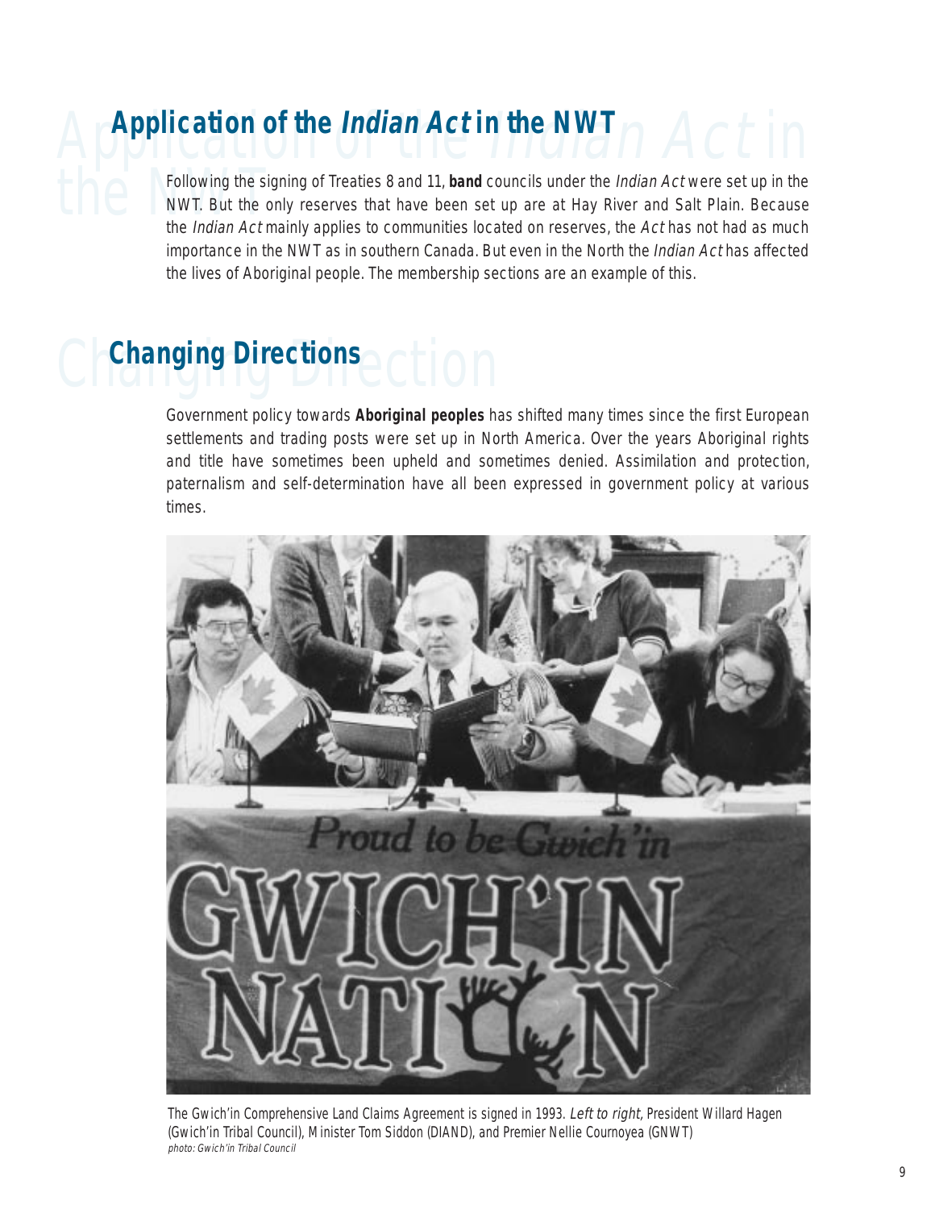## Application of the *Indian Act* in the NWT

Following the signing of Treaties 8 and 11, **band** councils under the *Indian Act* were set up in the NWT. But the only reserves that have been set up are at Hay River and Salt Plain. Because the *Indian Act* mainly applies to communities located on reserves, the *Act* has not had as much importance in the NWT as in southern Canada. But even in the North the *Indian Act* has affected the lives of Aboriginal people. The membership sections are an example of this.

## Changing Directions

Government policy towards **Aboriginal peoples** has shifted many times since the first European settlements and trading posts were set up in North America. Over the years Aboriginal rights and title have sometimes been upheld and sometimes denied. Assimilation and protection, paternalism and self-determination have all been expressed in government policy at various times.

The Gwich'in Comprehensive Land Claims Agreement is signed in 1993. *Left to right,* President Willard Hagen (Gwich'in Tribal Council), Minister Tom Siddon (DIAND), and Premier Nellie Cournoyea (GNWT)
*photo: Gwich'in Tribal Council*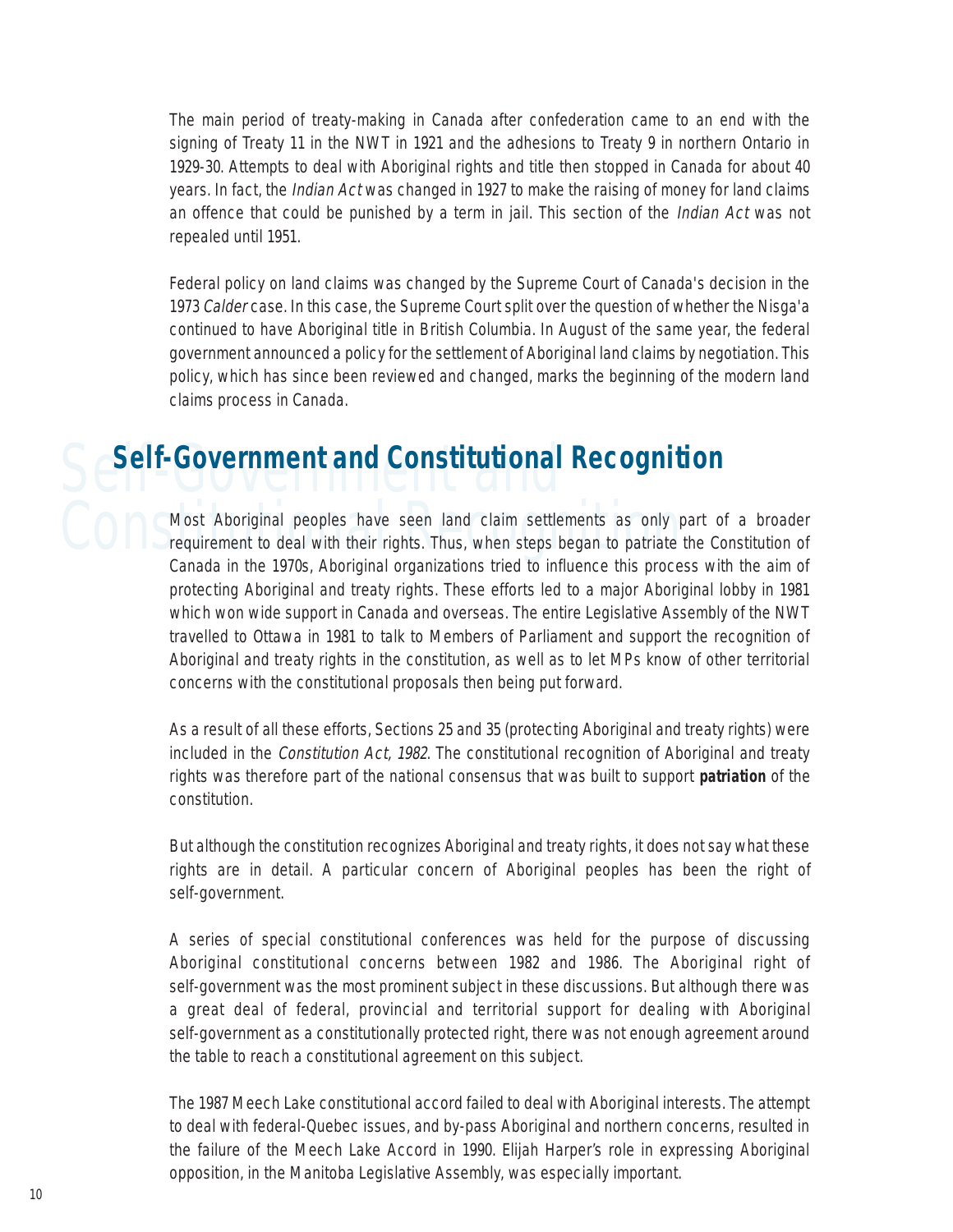The main period of treaty-making in Canada after confederation came to an end with the signing of Treaty 11 in the NWT in 1921 and the adhesions to Treaty 9 in northern Ontario in 1929-30. Attempts to deal with Aboriginal rights and title then stopped in Canada for about 40 years. In fact, the *Indian Act* was changed in 1927 to make the raising of money for land claims an offence that could be punished by a term in jail. This section of the *Indian Act* was not repealed until 1951.

Federal policy on land claims was changed by the Supreme Court of Canada's decision in the 1973 *Calder* case. In this case, the Supreme Court split over the question of whether the Nisga'a continued to have Aboriginal title in British Columbia. In August of the same year, the federal government announced a policy for the settlement of Aboriginal land claims by negotiation. This policy, which has since been reviewed and changed, marks the beginning of the modern land claims process in Canada.

## Self-Government and Constitutional Recognition

Most Aboriginal peoples have seen land claim settlements as only part of a broader requirement to deal with their rights. Thus, when steps began to patriate the Constitution of Canada in the 1970s, Aboriginal organizations tried to influence this process with the aim of protecting Aboriginal and treaty rights. These efforts led to a major Aboriginal lobby in 1981 which won wide support in Canada and overseas. The entire Legislative Assembly of the NWT travelled to Ottawa in 1981 to talk to Members of Parliament and support the recognition of Aboriginal and treaty rights in the constitution, as well as to let MPs know of other territorial concerns with the constitutional proposals then being put forward.

As a result of all these efforts, Sections 25 and 35 (protecting Aboriginal and treaty rights) were included in the *Constitution Act, 1982*. The constitutional recognition of Aboriginal and treaty rights was therefore part of the national consensus that was built to support ***patriation*** of the constitution.

But although the constitution recognizes Aboriginal and treaty rights, it does not say what these rights are in detail. A particular concern of Aboriginal peoples has been the right of self-government.

A series of special constitutional conferences was held for the purpose of discussing Aboriginal constitutional concerns between 1982 and 1986. The Aboriginal right of self-government was the most prominent subject in these discussions. But although there was a great deal of federal, provincial and territorial support for dealing with Aboriginal self-government as a constitutionally protected right, there was not enough agreement around the table to reach a constitutional agreement on this subject.

The 1987 Meech Lake constitutional accord failed to deal with Aboriginal interests. The attempt to deal with federal-Quebec issues, and by-pass Aboriginal and northern concerns, resulted in the failure of the Meech Lake Accord in 1990. Elijah Harper's role in expressing Aboriginal opposition, in the Manitoba Legislative Assembly, was especially important.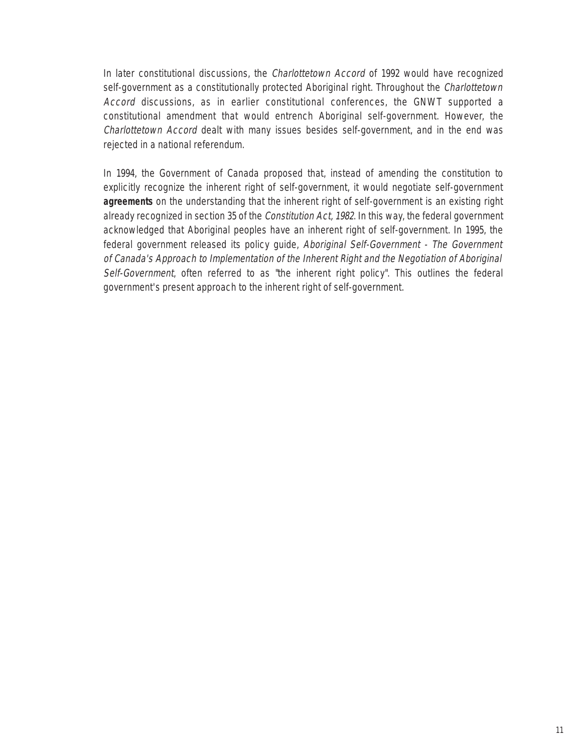In later constitutional discussions, the *Charlottetown Accord* of 1992 would have recognized self-government as a constitutionally protected Aboriginal right. Throughout the *Charlottetown Accord* discussions, as in earlier constitutional conferences, the GNWT supported a constitutional amendment that would entrench Aboriginal self-government. However, the *Charlottetown Accord* dealt with many issues besides self-government, and in the end was rejected in a national referendum.

In 1994, the Government of Canada proposed that, instead of amending the constitution to explicitly recognize the inherent right of self-government, it would negotiate self-government **agreements** on the understanding that the inherent right of self-government is an existing right already recognized in section 35 of the *Constitution Act, 1982*. In this way, the federal government acknowledged that Aboriginal peoples have an inherent right of self-government. In 1995, the federal government released its policy guide, *Aboriginal Self-Government - The Government of Canada's Approach to Implementation of the Inherent Right and the Negotiation of Aboriginal Self-Government*, often referred to as "the inherent right policy". This outlines the federal government's present approach to the inherent right of self-government.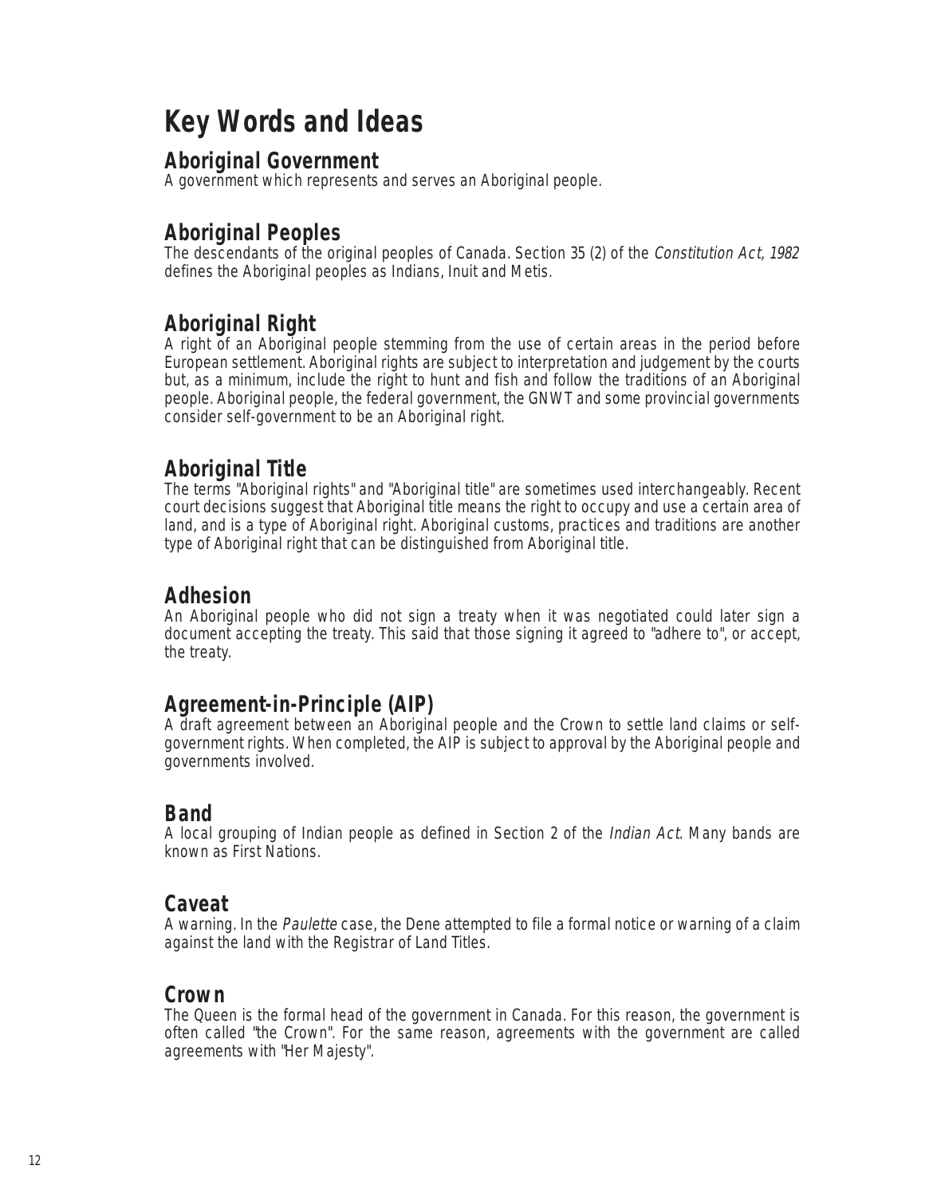# Key Words and Ideas

## Aboriginal Government

A government which represents and serves an Aboriginal people.

## Aboriginal Peoples

The descendants of the original peoples of Canada. Section 35 (2) of the *Constitution Act, 1982* defines the Aboriginal peoples as Indians, Inuit and Metis.

## Aboriginal Right

A right of an Aboriginal people stemming from the use of certain areas in the period before European settlement. Aboriginal rights are subject to interpretation and judgement by the courts but, as a minimum, include the right to hunt and fish and follow the traditions of an Aboriginal people. Aboriginal people, the federal government, the GNWT and some provincial governments consider self-government to be an Aboriginal right.

## Aboriginal Title

The terms "Aboriginal rights" and "Aboriginal title" are sometimes used interchangeably. Recent court decisions suggest that Aboriginal title means the right to occupy and use a certain area of land, and is a type of Aboriginal right. Aboriginal customs, practices and traditions are another type of Aboriginal right that can be distinguished from Aboriginal title.

## Adhesion

An Aboriginal people who did not sign a treaty when it was negotiated could later sign a document accepting the treaty. This said that those signing it agreed to "adhere to", or accept, the treaty.

## Agreement-in-Principle (AIP)

A draft agreement between an Aboriginal people and the Crown to settle land claims or self-government rights. When completed, the AIP is subject to approval by the Aboriginal people and governments involved.

## Band

A local grouping of Indian people as defined in Section 2 of the *Indian Act*. Many bands are known as First Nations.

## Caveat

A warning. In the *Paulette* case, the Dene attempted to file a formal notice or warning of a claim against the land with the Registrar of Land Titles.

## Crown

The Queen is the formal head of the government in Canada. For this reason, the government is often called "the Crown". For the same reason, agreements with the government are called agreements with "Her Majesty".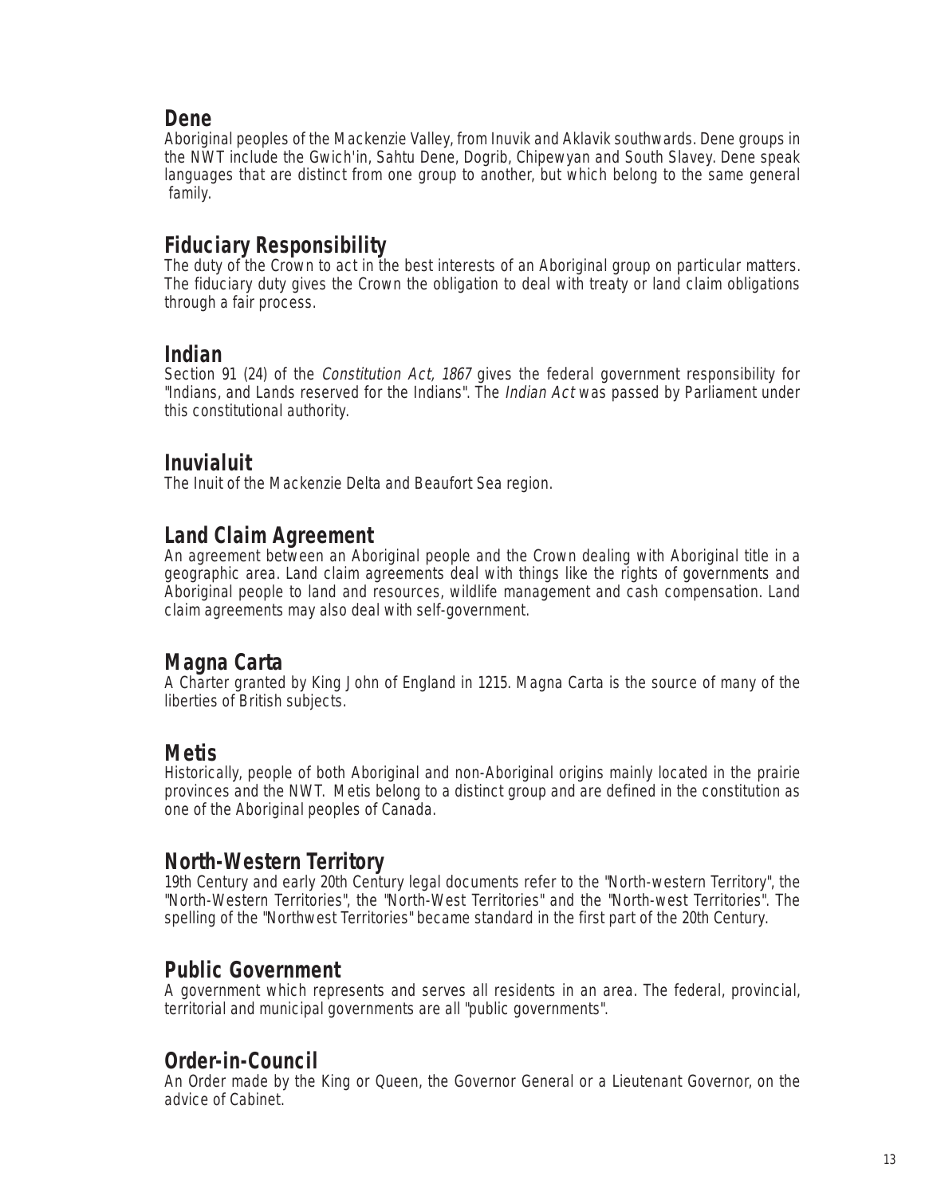## Dene

Aboriginal peoples of the Mackenzie Valley, from Inuvik and Aklavik southwards. Dene groups in the NWT include the Gwich'in, Sahtu Dene, Dogrib, Chipewyan and South Slavey. Dene speak languages that are distinct from one group to another, but which belong to the same general family.

## Fiduciary Responsibility

The duty of the Crown to act in the best interests of an Aboriginal group on particular matters. The fiduciary duty gives the Crown the obligation to deal with treaty or land claim obligations through a fair process.

## Indian

Section 91 (24) of the *Constitution Act, 1867* gives the federal government responsibility for "Indians, and Lands reserved for the Indians". The *Indian Act* was passed by Parliament under this constitutional authority.

## Inuvialuit

The Inuit of the Mackenzie Delta and Beaufort Sea region.

## Land Claim Agreement

An agreement between an Aboriginal people and the Crown dealing with Aboriginal title in a geographic area. Land claim agreements deal with things like the rights of governments and Aboriginal people to land and resources, wildlife management and cash compensation. Land claim agreements may also deal with self-government.

## Magna Carta

A Charter granted by King John of England in 1215. Magna Carta is the source of many of the liberties of British subjects.

## Metis

Historically, people of both Aboriginal and non-Aboriginal origins mainly located in the prairie provinces and the NWT. Metis belong to a distinct group and are defined in the constitution as one of the Aboriginal peoples of Canada.

## North-Western Territory

19th Century and early 20th Century legal documents refer to the "North-western Territory", the "North-Western Territories", the "North-West Territories" and the "North-west Territories". The spelling of the "Northwest Territories" became standard in the first part of the 20th Century.

## Public Government

A government which represents and serves all residents in an area. The federal, provincial, territorial and municipal governments are all "public governments".

## Order-in-Council

An Order made by the King or Queen, the Governor General or a Lieutenant Governor, on the advice of Cabinet.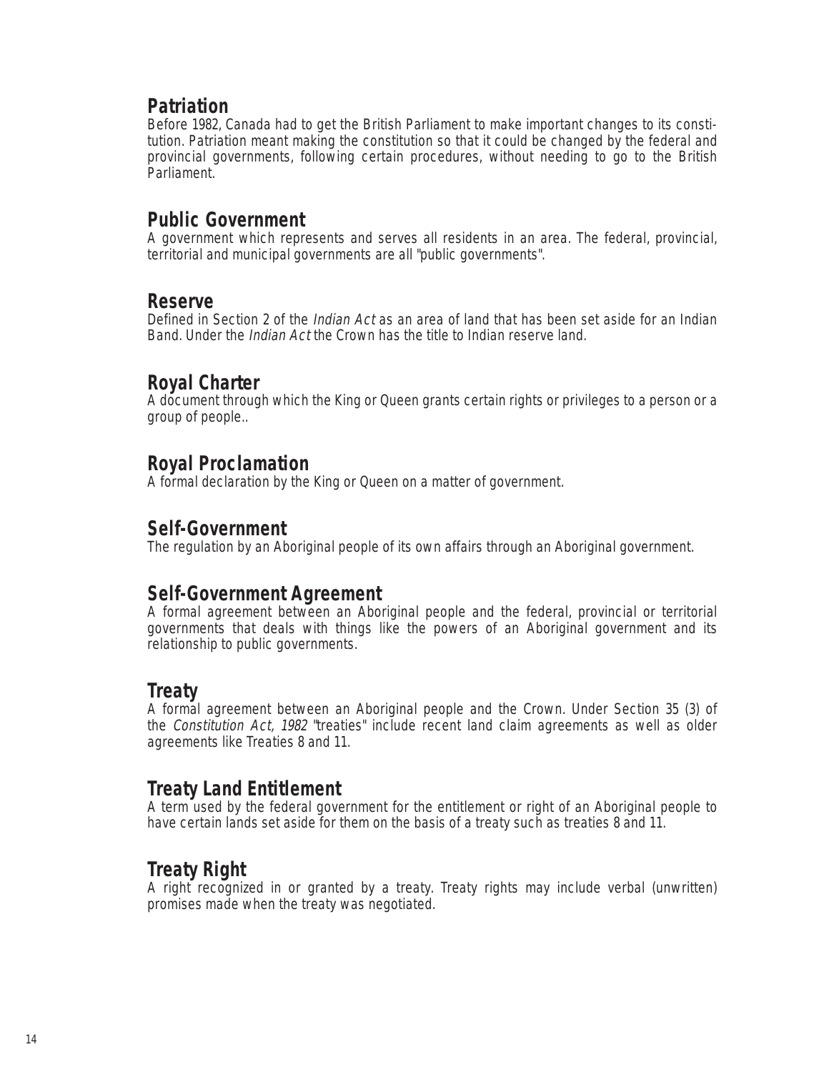## Patriation

Before 1982, Canada had to get the British Parliament to make important changes to its constitution. Patriation meant making the constitution so that it could be changed by the federal and provincial governments, following certain procedures, without needing to go to the British Parliament.

## Public Government

A government which represents and serves all residents in an area. The federal, provincial, territorial and municipal governments are all "public governments".

## Reserve

Defined in Section 2 of the *Indian Act* as an area of land that has been set aside for an Indian Band. Under the *Indian Act* the Crown has the title to Indian reserve land.

## Royal Charter

A document through which the King or Queen grants certain rights or privileges to a person or a group of people..

## Royal Proclamation

A formal declaration by the King or Queen on a matter of government.

## Self-Government

The regulation by an Aboriginal people of its own affairs through an Aboriginal government.

## Self-Government Agreement

A formal agreement between an Aboriginal people and the federal, provincial or territorial governments that deals with things like the powers of an Aboriginal government and its relationship to public governments.

## Treaty

A formal agreement between an Aboriginal people and the Crown. Under Section 35 (3) of the *Constitution Act, 1982* "treaties" include recent land claim agreements as well as older agreements like Treaties 8 and 11.

## Treaty Land Entitlement

A term used by the federal government for the entitlement or right of an Aboriginal people to have certain lands set aside for them on the basis of a treaty such as treaties 8 and 11.

## Treaty Right

A right recognized in or granted by a treaty. Treaty rights may include verbal (unwritten) promises made when the treaty was negotiated.